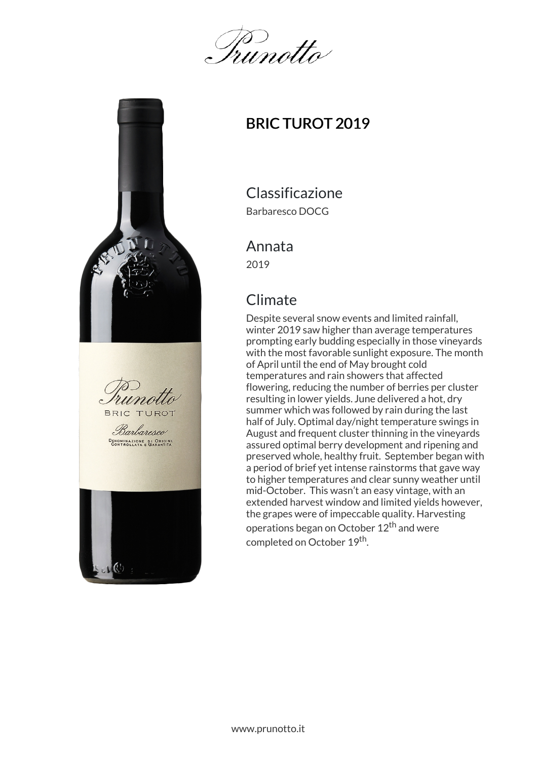Prunotto

# BRIC TUROT 2019

## Classificazione

Barbaresco DOCG

## Annata

2019

## Climate

Despite several snow events and limited rainfall, winter 2019 saw higher than average temperatures prompting early budding especially in those vineyards with the most favorable sunlight exposure. The month of April until the end of May brought cold temperatures and rain showers that affected flowering, reducing the number of berries per cluster resulting in lower yields. June delivered a hot, dry summer which was followed by rain during the last half of July. Optimal day/night temperature swings in August and frequent cluster thinning in the vineyards assured optimal berry development and ripening and preserved whole, healthy fruit. September began with a period of brief yet intense rainstorms that gave way to higher temperatures and clear sunny weather until mid-October. This wasn't an easy vintage, with an extended harvest window and limited yields however, the grapes were of impeccable quality. Harvesting operations began on October 12th and were completed on October 19th.

www.prunotto.it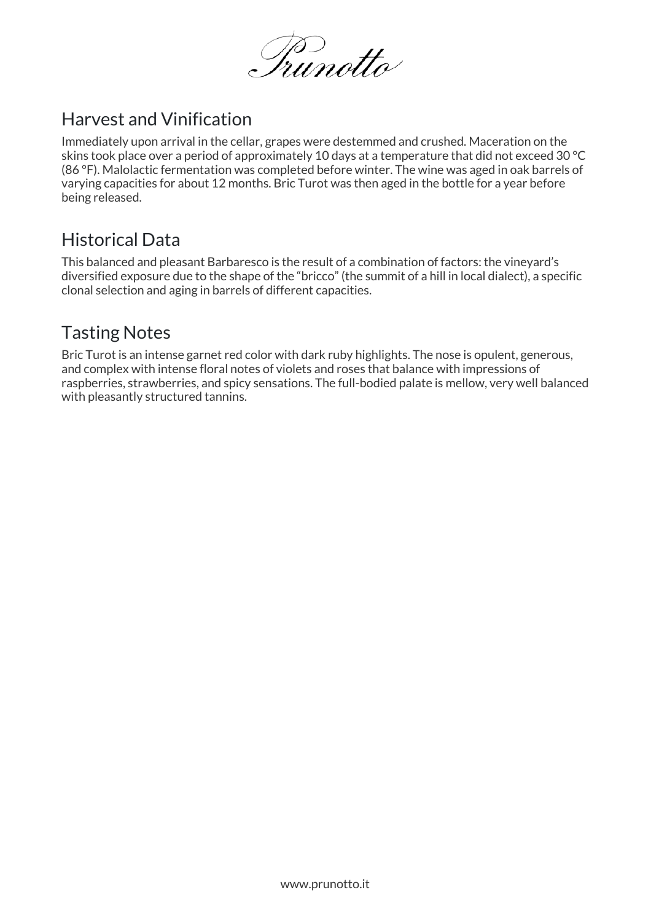## Harvest and Vinification

Immediately upon arrival in the cellar, grapes were destemmed and crushed. Maceration on the skins took place over a period of approximately 10 days at a temperature that did not exceed 30 °C (86 °F). Malolactic fermentation was completed before winter. The wine was aged in oak barrels of varying capacities for about 12 months. Bric Turot was then aged in the bottle for a year before being released.

## Historical Data

This balanced and pleasant Barbaresco is the result of a combination of factors: the vineyard's diversified exposure due to the shape of the "bricco" (the summit of a hill in local dialect), a specific clonal selection and aging in barrels of different capacities.

## Tasting Notes

Bric Turot is an intense garnet red color with dark ruby highlights. The nose is opulent, generous, and complex with intense floral notes of violets and roses that balance with impressions of raspberries, strawberries, and spicy sensations. The full-bodied palate is mellow, very well balanced with pleasantly structured tannins.